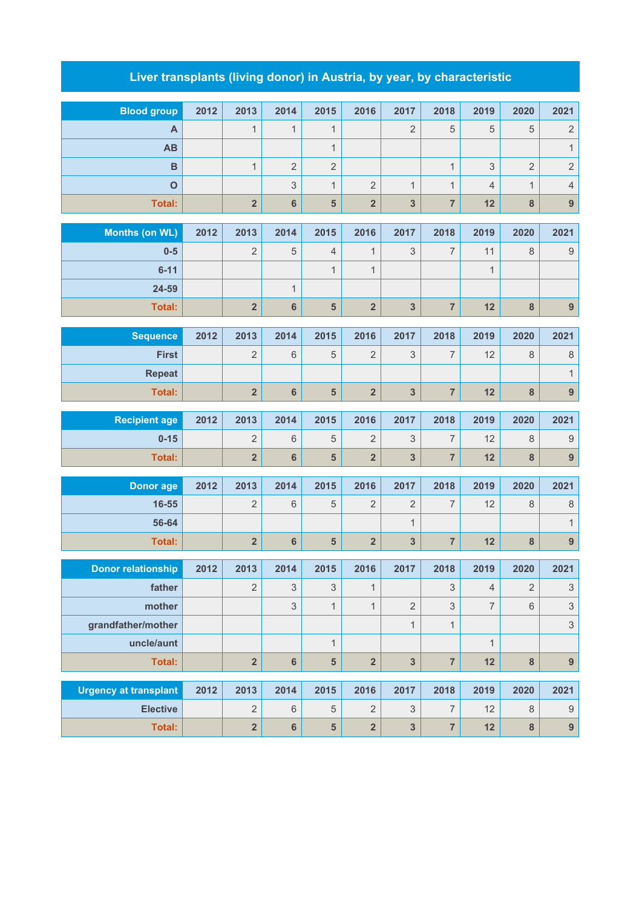## Liver transplants (living donor) in Austria, by year, by characteristic

| Blood group | 2012 | 2013 | 2014 | 2015 | 2016 | 2017 | 2018 | 2019 | 2020 | 2021 |
|---|---|---|---|---|---|---|---|---|---|---|
| A | | 1 | 1 | 1 | | 2 | 5 | 5 | 5 | 2 |
| AB | | | | 1 | | | | | | 1 |
| B | | 1 | 2 | 2 | | | 1 | 3 | 2 | 2 |
| O | | | 3 | 1 | 2 | 1 | 1 | 4 | 1 | 4 |
| **Total:** | | **2** | **6** | **5** | **2** | **3** | **7** | **12** | **8** | **9** |

| Months (on WL) | 2012 | 2013 | 2014 | 2015 | 2016 | 2017 | 2018 | 2019 | 2020 | 2021 |
|---|---|---|---|---|---|---|---|---|---|---|
| 0-5 | | 2 | 5 | 4 | 1 | 3 | 7 | 11 | 8 | 9 |
| 6-11 | | | | 1 | 1 | | | 1 | | |
| 24-59 | | | 1 | | | | | | | |
| **Total:** | | **2** | **6** | **5** | **2** | **3** | **7** | **12** | **8** | **9** |

| Sequence | 2012 | 2013 | 2014 | 2015 | 2016 | 2017 | 2018 | 2019 | 2020 | 2021 |
|---|---|---|---|---|---|---|---|---|---|---|
| First | | 2 | 6 | 5 | 2 | 3 | 7 | 12 | 8 | 8 |
| Repeat | | | | | | | | | | 1 |
| **Total:** | | **2** | **6** | **5** | **2** | **3** | **7** | **12** | **8** | **9** |

| Recipient age | 2012 | 2013 | 2014 | 2015 | 2016 | 2017 | 2018 | 2019 | 2020 | 2021 |
|---|---|---|---|---|---|---|---|---|---|---|
| 0-15 | | 2 | 6 | 5 | 2 | 3 | 7 | 12 | 8 | 9 |
| **Total:** | | **2** | **6** | **5** | **2** | **3** | **7** | **12** | **8** | **9** |

| Donor age | 2012 | 2013 | 2014 | 2015 | 2016 | 2017 | 2018 | 2019 | 2020 | 2021 |
|---|---|---|---|---|---|---|---|---|---|---|
| 16-55 | | 2 | 6 | 5 | 2 | 2 | 7 | 12 | 8 | 8 |
| 56-64 | | | | | | 1 | | | | 1 |
| **Total:** | | **2** | **6** | **5** | **2** | **3** | **7** | **12** | **8** | **9** |

| Donor relationship | 2012 | 2013 | 2014 | 2015 | 2016 | 2017 | 2018 | 2019 | 2020 | 2021 |
|---|---|---|---|---|---|---|---|---|---|---|
| father | | 2 | 3 | 3 | 1 | | 3 | 4 | 2 | 3 |
| mother | | | 3 | 1 | 1 | 2 | 3 | 7 | 6 | 3 |
| grandfather/mother | | | | | | 1 | 1 | | | 3 |
| uncle/aunt | | | | 1 | | | | 1 | | |
| **Total:** | | **2** | **6** | **5** | **2** | **3** | **7** | **12** | **8** | **9** |

| Urgency at transplant | 2012 | 2013 | 2014 | 2015 | 2016 | 2017 | 2018 | 2019 | 2020 | 2021 |
|---|---|---|---|---|---|---|---|---|---|---|
| Elective | | 2 | 6 | 5 | 2 | 3 | 7 | 12 | 8 | 9 |
| **Total:** | | **2** | **6** | **5** | **2** | **3** | **7** | **12** | **8** | **9** |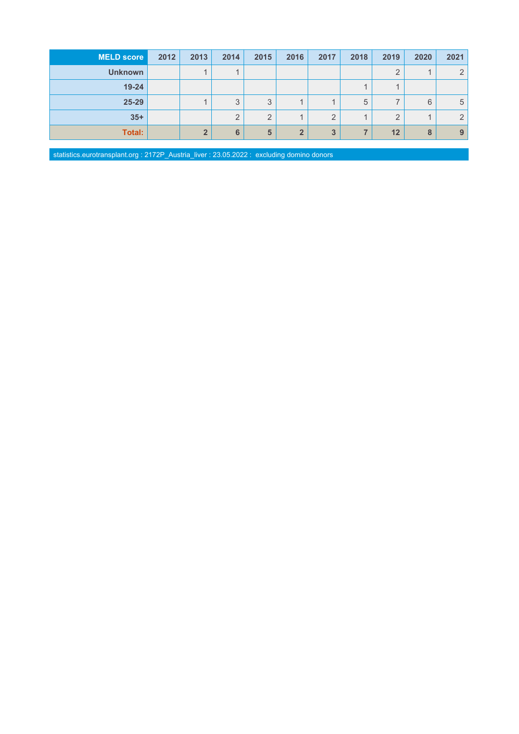| MELD score | 2012 | 2013 | 2014 | 2015 | 2016 | 2017 | 2018 | 2019 | 2020 | 2021 |
|---|---|---|---|---|---|---|---|---|---|---|
| Unknown | | 1 | 1 | | | | | 2 | 1 | 2 |
| 19-24 | | | | | | | 1 | 1 | | |
| 25-29 | | 1 | 3 | 3 | 1 | 1 | 5 | 7 | 6 | 5 |
| 35+ | | | 2 | 2 | 1 | 2 | 1 | 2 | 1 | 2 |
| **Total:** | | **2** | **6** | **5** | **2** | **3** | **7** | **12** | **8** | **9** |

statistics.eurotransplant.org : 2172P_Austria_liver : 23.05.2022 : excluding domino donors